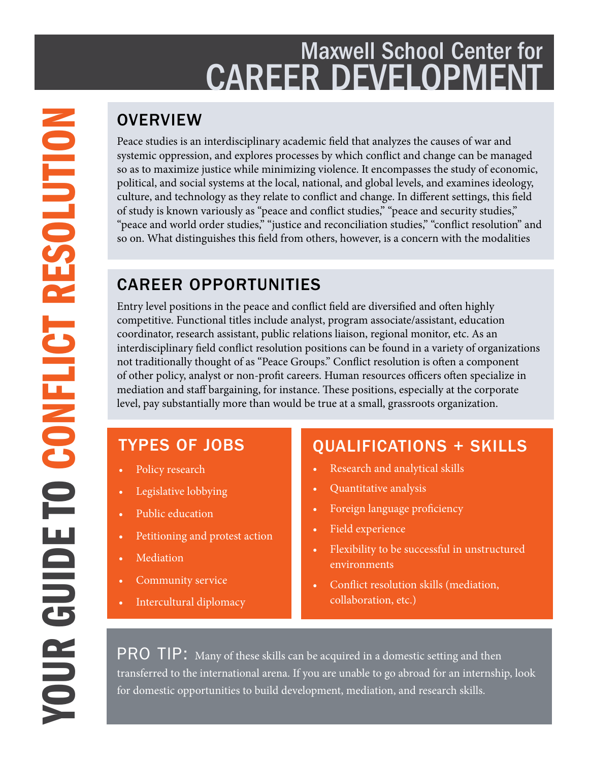# Maxwell School Center for CAREER DEVELOPMENT

# YOUR GUIDE TO CONFLICT RESOLUTION

## OVERVIEW

Peace studies is an interdisciplinary academic field that analyzes the causes of war and systemic oppression, and explores processes by which conflict and change can be managed so as to maximize justice while minimizing violence. It encompasses the study of economic, political, and social systems at the local, national, and global levels, and examines ideology, culture, and technology as they relate to conflict and change. In different settings, this field of study is known variously as "peace and conflict studies," "peace and security studies," "peace and world order studies," "justice and reconciliation studies," "conflict resolution" and so on. What distinguishes this field from others, however, is a concern with the modalities

## CAREER OPPORTUNITIES

Entry level positions in the peace and conflict field are diversified and often highly competitive. Functional titles include analyst, program associate/assistant, education coordinator, research assistant, public relations liaison, regional monitor, etc. As an interdisciplinary field conflict resolution positions can be found in a variety of organizations not traditionally thought of as "Peace Groups." Conflict resolution is often a component of other policy, analyst or non-profit careers. Human resources officers often specialize in mediation and staff bargaining, for instance. These positions, especially at the corporate level, pay substantially more than would be true at a small, grassroots organization.

## TYPES OF JOBS

- Policy research
- Legislative lobbying
- Public education
- Petitioning and protest action
- Mediation
- Community service
- Intercultural diplomacy

## QUALIFICATIONS + SKILLS

- Research and analytical skills
- Quantitative analysis
- Foreign language proficiency
- Field experience
- Flexibility to be successful in unstructured environments
- Conflict resolution skills (mediation, collaboration, etc.)

PRO TIP: Many of these skills can be acquired in a domestic setting and then transferred to the international arena. If you are unable to go abroad for an internship, look for domestic opportunities to build development, mediation, and research skills.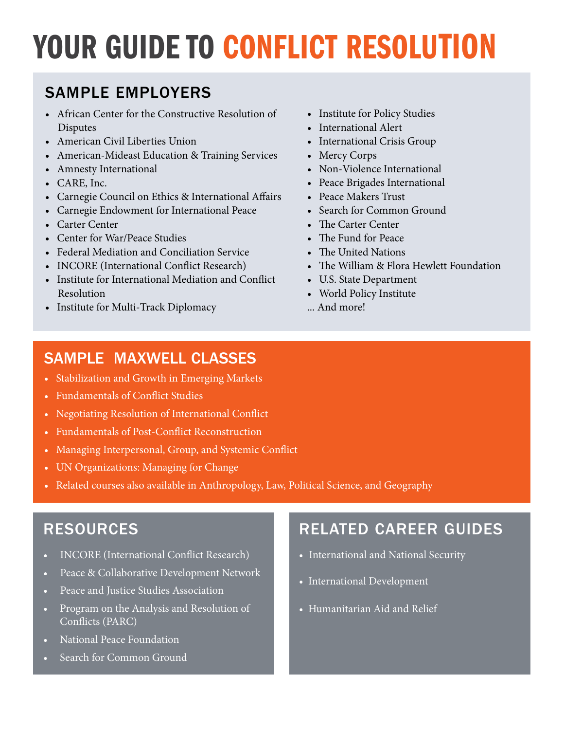# YOUR GUIDE TO CONFLICT RESOLUTION

## SAMPLE EMPLOYERS

- African Center for the Constructive Resolution of Disputes
- American Civil Liberties Union
- American-Mideast Education & Training Services
- Amnesty International
- CARE, Inc.
- Carnegie Council on Ethics & International Affairs
- Carnegie Endowment for International Peace
- Carter Center
- Center for War/Peace Studies
- Federal Mediation and Conciliation Service
- INCORE (International Conflict Research)
- Institute for International Mediation and Conflict Resolution
- Institute for Multi-Track Diplomacy
- Institute for Policy Studies
- International Alert
- International Crisis Group
- Mercy Corps
- Non-Violence International
- Peace Brigades International
- Peace Makers Trust
- Search for Common Ground
- The Carter Center
- The Fund for Peace
- The United Nations
- The William & Flora Hewlett Foundation
- U.S. State Department
- World Policy Institute

... And more!

## SAMPLE MAXWELL CLASSES

- Stabilization and Growth in Emerging Markets
- Fundamentals of Conflict Studies
- Negotiating Resolution of International Conflict
- Fundamentals of Post-Conflict Reconstruction
- Managing Interpersonal, Group, and Systemic Conflict
- UN Organizations: Managing for Change
- Related courses also available in Anthropology, Law, Political Science, and Geography

## RESOURCES

- INCORE (International Conflict Research)
- Peace & Collaborative Development Network
- Peace and Justice Studies Association
- Program on the Analysis and Resolution of Conflicts (PARC)
- National Peace Foundation
- Search for Common Ground

## RELATED CAREER GUIDES

- International and National Security
- International Development
- Humanitarian Aid and Relief